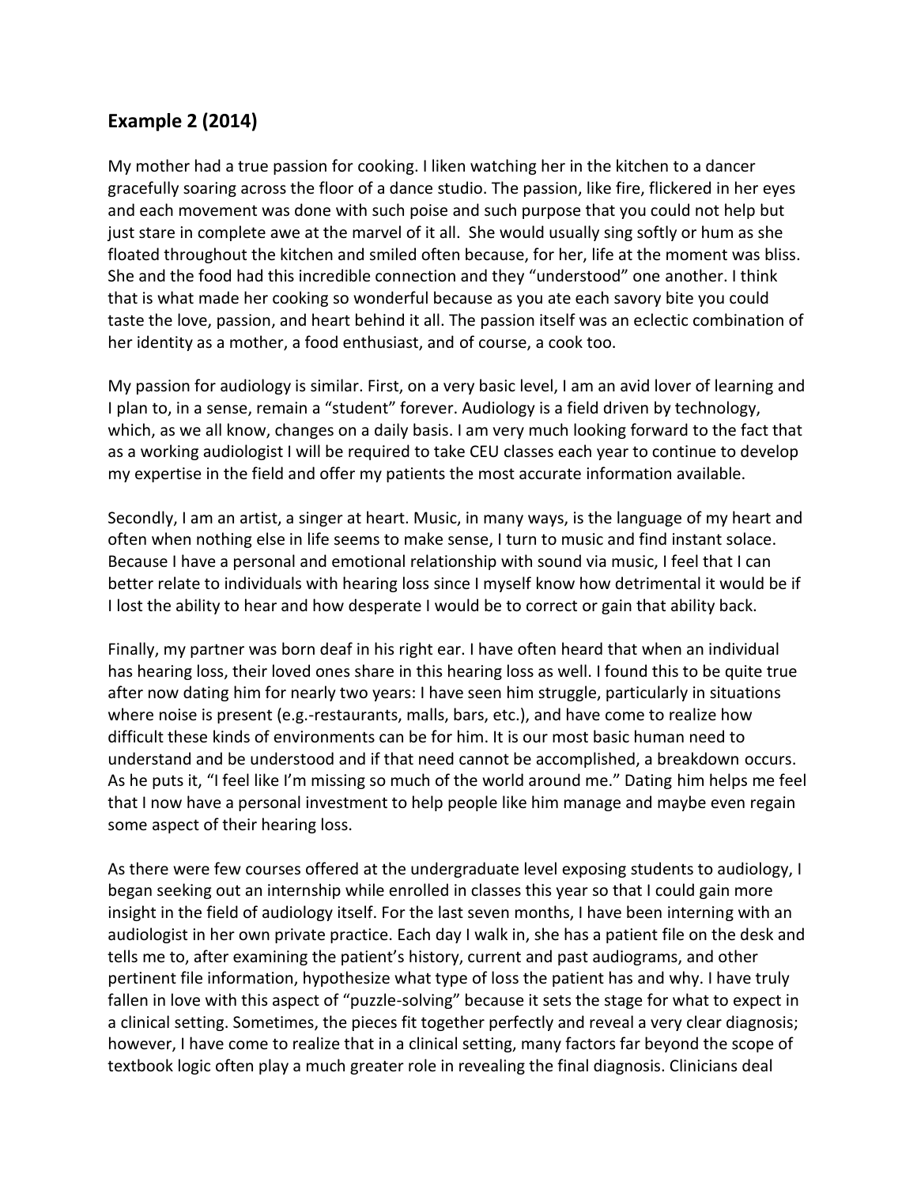## Example 2 (2014)

My mother had a true passion for cooking. I liken watching her in the kitchen to a dancer gracefully soaring across the floor of a dance studio. The passion, like fire, flickered in her eyes and each movement was done with such poise and such purpose that you could not help but just stare in complete awe at the marvel of it all. She would usually sing softly or hum as she floated throughout the kitchen and smiled often because, for her, life at the moment was bliss. She and the food had this incredible connection and they "understood" one another. I think that is what made her cooking so wonderful because as you ate each savory bite you could taste the love, passion, and heart behind it all. The passion itself was an eclectic combination of her identity as a mother, a food enthusiast, and of course, a cook too.

My passion for audiology is similar. First, on a very basic level, I am an avid lover of learning and I plan to, in a sense, remain a "student" forever. Audiology is a field driven by technology, which, as we all know, changes on a daily basis. I am very much looking forward to the fact that as a working audiologist I will be required to take CEU classes each year to continue to develop my expertise in the field and offer my patients the most accurate information available.

Secondly, I am an artist, a singer at heart. Music, in many ways, is the language of my heart and often when nothing else in life seems to make sense, I turn to music and find instant solace. Because I have a personal and emotional relationship with sound via music, I feel that I can better relate to individuals with hearing loss since I myself know how detrimental it would be if I lost the ability to hear and how desperate I would be to correct or gain that ability back.

Finally, my partner was born deaf in his right ear. I have often heard that when an individual has hearing loss, their loved ones share in this hearing loss as well. I found this to be quite true after now dating him for nearly two years: I have seen him struggle, particularly in situations where noise is present (e.g.-restaurants, malls, bars, etc.), and have come to realize how difficult these kinds of environments can be for him. It is our most basic human need to understand and be understood and if that need cannot be accomplished, a breakdown occurs. As he puts it, "I feel like I'm missing so much of the world around me." Dating him helps me feel that I now have a personal investment to help people like him manage and maybe even regain some aspect of their hearing loss.

As there were few courses offered at the undergraduate level exposing students to audiology, I began seeking out an internship while enrolled in classes this year so that I could gain more insight in the field of audiology itself. For the last seven months, I have been interning with an audiologist in her own private practice. Each day I walk in, she has a patient file on the desk and tells me to, after examining the patient's history, current and past audiograms, and other pertinent file information, hypothesize what type of loss the patient has and why. I have truly fallen in love with this aspect of "puzzle-solving" because it sets the stage for what to expect in a clinical setting. Sometimes, the pieces fit together perfectly and reveal a very clear diagnosis; however, I have come to realize that in a clinical setting, many factors far beyond the scope of textbook logic often play a much greater role in revealing the final diagnosis. Clinicians deal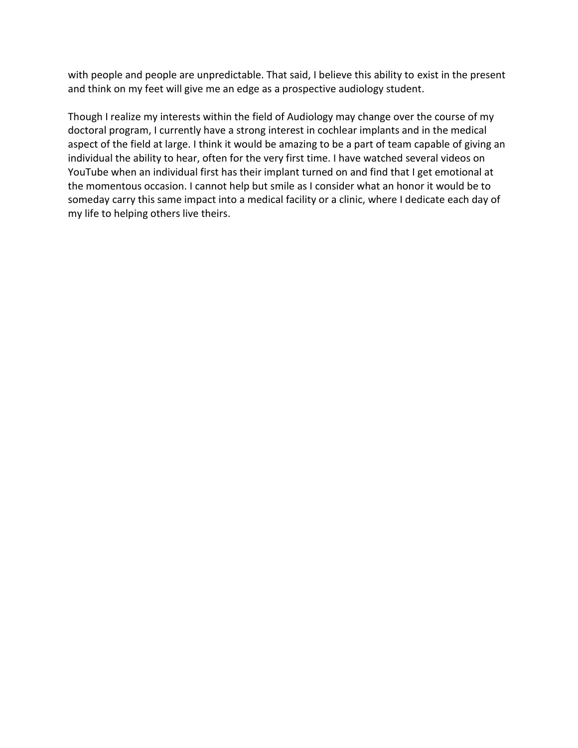with people and people are unpredictable. That said, I believe this ability to exist in the present and think on my feet will give me an edge as a prospective audiology student.

Though I realize my interests within the field of Audiology may change over the course of my doctoral program, I currently have a strong interest in cochlear implants and in the medical aspect of the field at large. I think it would be amazing to be a part of team capable of giving an individual the ability to hear, often for the very first time. I have watched several videos on YouTube when an individual first has their implant turned on and find that I get emotional at the momentous occasion. I cannot help but smile as I consider what an honor it would be to someday carry this same impact into a medical facility or a clinic, where I dedicate each day of my life to helping others live theirs.